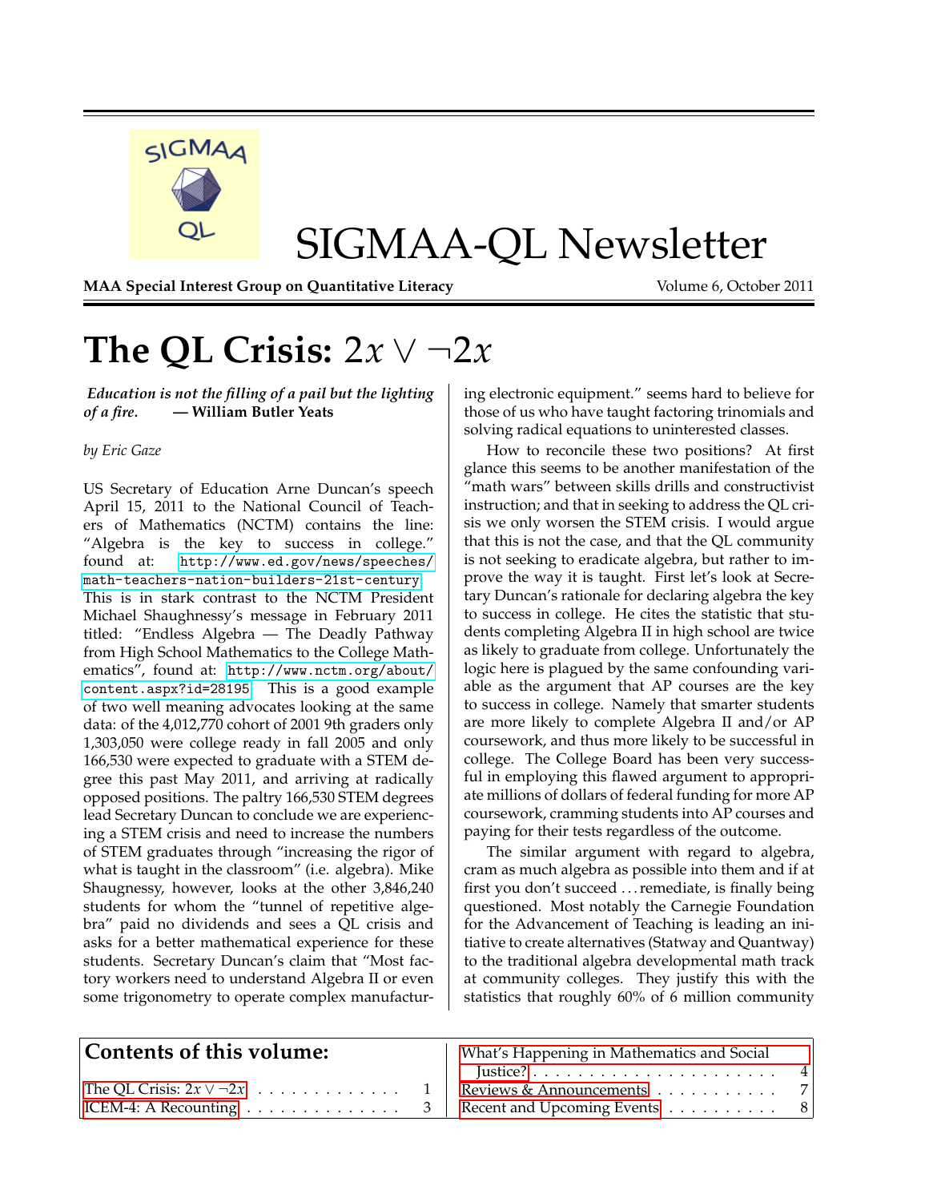# SIGMAA-QL Newsletter

**MAA Special Interest Group on Quantitative Literacy** Volume 6, October 2011

## The QL Crisis: $2x \vee \neg 2x$

***Education is not the filling of a pail but the lighting of a fire.*** **— William Butler Yeats**

*by Eric Gaze*

US Secretary of Education Arne Duncan's speech April 15, 2011 to the National Council of Teachers of Mathematics (NCTM) contains the line: "Algebra is the key to success in college." found at: http://www.ed.gov/news/speeches/math-teachers-nation-builders-21st-century This is in stark contrast to the NCTM President Michael Shaughnessy's message in February 2011 titled: "Endless Algebra — The Deadly Pathway from High School Mathematics to the College Mathematics", found at: http://www.nctm.org/about/content.aspx?id=28195 This is a good example of two well meaning advocates looking at the same data: of the 4,012,770 cohort of 2001 9th graders only 1,303,050 were college ready in fall 2005 and only 166,530 were expected to graduate with a STEM degree this past May 2011, and arriving at radically opposed positions. The paltry 166,530 STEM degrees lead Secretary Duncan to conclude we are experiencing a STEM crisis and need to increase the numbers of STEM graduates through "increasing the rigor of what is taught in the classroom" (i.e. algebra). Mike Shaugnessy, however, looks at the other 3,846,240 students for whom the "tunnel of repetitive algebra" paid no dividends and sees a QL crisis and asks for a better mathematical experience for these students. Secretary Duncan's claim that "Most factory workers need to understand Algebra II or even some trigonometry to operate complex manufacturing electronic equipment." seems hard to believe for those of us who have taught factoring trinomials and solving radical equations to uninterested classes.

How to reconcile these two positions? At first glance this seems to be another manifestation of the "math wars" between skills drills and constructivist instruction; and that in seeking to address the QL crisis we only worsen the STEM crisis. I would argue that this is not the case, and that the QL community is not seeking to eradicate algebra, but rather to improve the way it is taught. First let's look at Secretary Duncan's rationale for declaring algebra the key to success in college. He cites the statistic that students completing Algebra II in high school are twice as likely to graduate from college. Unfortunately the logic here is plagued by the same confounding variable as the argument that AP courses are the key to success in college. Namely that smarter students are more likely to complete Algebra II and/or AP coursework, and thus more likely to be successful in college. The College Board has been very successful in employing this flawed argument to appropriate millions of dollars of federal funding for more AP coursework, cramming students into AP courses and paying for their tests regardless of the outcome.

The similar argument with regard to algebra, cram as much algebra as possible into them and if at first you don't succeed . . . remediate, is finally being questioned. Most notably the Carnegie Foundation for the Advancement of Teaching is leading an initiative to create alternatives (Statway and Quantway) to the traditional algebra developmental math track at community colleges. They justify this with the statistics that roughly 60% of 6 million community

### Contents of this volume:

- The QL Crisis: $2x \vee \neg 2x$ . . . . . 1
- ICEM-4: A Recounting . . . . . 3
- What's Happening in Mathematics and Social Justice? . . . . . 4
- Reviews & Announcements . . . . . 7
- Recent and Upcoming Events . . . . . 8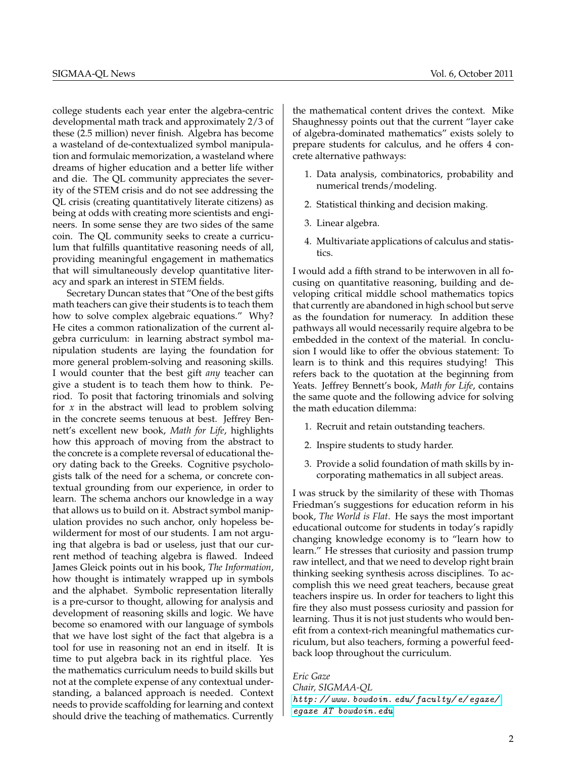college students each year enter the algebra-centric developmental math track and approximately 2/3 of these (2.5 million) never finish. Algebra has become a wasteland of de-contextualized symbol manipulation and formulaic memorization, a wasteland where dreams of higher education and a better life wither and die. The QL community appreciates the severity of the STEM crisis and do not see addressing the QL crisis (creating quantitatively literate citizens) as being at odds with creating more scientists and engineers. In some sense they are two sides of the same coin. The QL community seeks to create a curriculum that fulfills quantitative reasoning needs of all, providing meaningful engagement in mathematics that will simultaneously develop quantitative literacy and spark an interest in STEM fields.

Secretary Duncan states that "One of the best gifts math teachers can give their students is to teach them how to solve complex algebraic equations." Why? He cites a common rationalization of the current algebra curriculum: in learning abstract symbol manipulation students are laying the foundation for more general problem-solving and reasoning skills. I would counter that the best gift *any* teacher can give a student is to teach them how to think. Period. To posit that factoring trinomials and solving for $x$ in the abstract will lead to problem solving in the concrete seems tenuous at best. Jeffrey Bennett's excellent new book, *Math for Life*, highlights how this approach of moving from the abstract to the concrete is a complete reversal of educational theory dating back to the Greeks. Cognitive psychologists talk of the need for a schema, or concrete contextual grounding from our experience, in order to learn. The schema anchors our knowledge in a way that allows us to build on it. Abstract symbol manipulation provides no such anchor, only hopeless bewilderment for most of our students. I am not arguing that algebra is bad or useless, just that our current method of teaching algebra is flawed. Indeed James Gleick points out in his book, *The Information*, how thought is intimately wrapped up in symbols and the alphabet. Symbolic representation literally is a pre-cursor to thought, allowing for analysis and development of reasoning skills and logic. We have become so enamored with our language of symbols that we have lost sight of the fact that algebra is a tool for use in reasoning not an end in itself. It is time to put algebra back in its rightful place. Yes the mathematics curriculum needs to build skills but not at the complete expense of any contextual understanding, a balanced approach is needed. Context needs to provide scaffolding for learning and context should drive the teaching of mathematics. Currently the mathematical content drives the context. Mike Shaughnessy points out that the current "layer cake of algebra-dominated mathematics" exists solely to prepare students for calculus, and he offers 4 concrete alternative pathways:

1. Data analysis, combinatorics, probability and numerical trends/modeling.
2. Statistical thinking and decision making.
3. Linear algebra.
4. Multivariate applications of calculus and statistics.

I would add a fifth strand to be interwoven in all focusing on quantitative reasoning, building and developing critical middle school mathematics topics that currently are abandoned in high school but serve as the foundation for numeracy. In addition these pathways all would necessarily require algebra to be embedded in the context of the material. In conclusion I would like to offer the obvious statement: To learn is to think and this requires studying! This refers back to the quotation at the beginning from Yeats. Jeffrey Bennett's book, *Math for Life*, contains the same quote and the following advice for solving the math education dilemma:

1. Recruit and retain outstanding teachers.
2. Inspire students to study harder.
3. Provide a solid foundation of math skills by incorporating mathematics in all subject areas.

I was struck by the similarity of these with Thomas Friedman's suggestions for education reform in his book, *The World is Flat*. He says the most important educational outcome for students in today's rapidly changing knowledge economy is to "learn how to learn." He stresses that curiosity and passion trump raw intellect, and that we need to develop right brain thinking seeking synthesis across disciplines. To accomplish this we need great teachers, because great teachers inspire us. In order for teachers to light this fire they also must possess curiosity and passion for learning. Thus it is not just students who would benefit from a context-rich meaningful mathematics curriculum, but also teachers, forming a powerful feedback loop throughout the curriculum.

*Eric Gaze*
*Chair, SIGMAA-QL*
http://www.bowdoin.edu/faculty/e/egaze/
egaze AT bowdoin.edu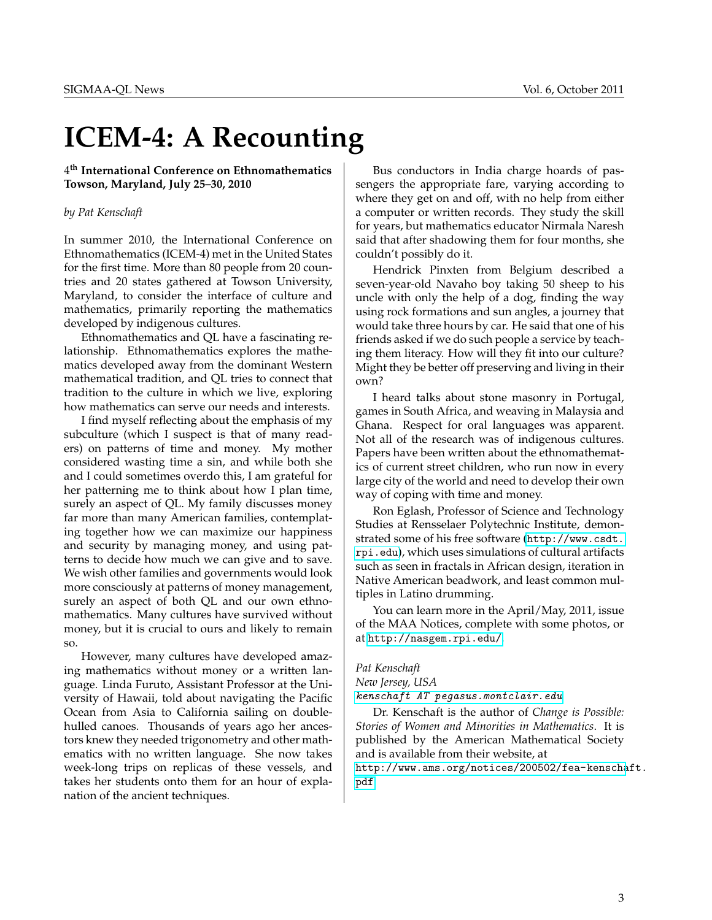# ICEM-4: A Recounting

**4th International Conference on Ethnomathematics Towson, Maryland, July 25–30, 2010**

*by Pat Kenschaft*

In summer 2010, the International Conference on Ethnomathematics (ICEM-4) met in the United States for the first time. More than 80 people from 20 countries and 20 states gathered at Towson University, Maryland, to consider the interface of culture and mathematics, primarily reporting the mathematics developed by indigenous cultures.

Ethnomathematics and QL have a fascinating relationship. Ethnomathematics explores the mathematics developed away from the dominant Western mathematical tradition, and QL tries to connect that tradition to the culture in which we live, exploring how mathematics can serve our needs and interests.

I find myself reflecting about the emphasis of my subculture (which I suspect is that of many readers) on patterns of time and money. My mother considered wasting time a sin, and while both she and I could sometimes overdo this, I am grateful for her patterning me to think about how I plan time, surely an aspect of QL. My family discusses money far more than many American families, contemplating together how we can maximize our happiness and security by managing money, and using patterns to decide how much we can give and to save. We wish other families and governments would look more consciously at patterns of money management, surely an aspect of both QL and our own ethnomathematics. Many cultures have survived without money, but it is crucial to ours and likely to remain so.

However, many cultures have developed amazing mathematics without money or a written language. Linda Furuto, Assistant Professor at the University of Hawaii, told about navigating the Pacific Ocean from Asia to California sailing on double-hulled canoes. Thousands of years ago her ancestors knew they needed trigonometry and other mathematics with no written language. She now takes week-long trips on replicas of these vessels, and takes her students onto them for an hour of explanation of the ancient techniques.

Bus conductors in India charge hoards of passengers the appropriate fare, varying according to where they get on and off, with no help from either a computer or written records. They study the skill for years, but mathematics educator Nirmala Naresh said that after shadowing them for four months, she couldn't possibly do it.

Hendrick Pinxten from Belgium described a seven-year-old Navaho boy taking 50 sheep to his uncle with only the help of a dog, finding the way using rock formations and sun angles, a journey that would take three hours by car. He said that one of his friends asked if we do such people a service by teaching them literacy. How will they fit into our culture? Might they be better off preserving and living in their own?

I heard talks about stone masonry in Portugal, games in South Africa, and weaving in Malaysia and Ghana. Respect for oral languages was apparent. Not all of the research was of indigenous cultures. Papers have been written about the ethnomathematics of current street children, who run now in every large city of the world and need to develop their own way of coping with time and money.

Ron Eglash, Professor of Science and Technology Studies at Rensselaer Polytechnic Institute, demonstrated some of his free software (http://www.csdt.rpi.edu), which uses simulations of cultural artifacts such as seen in fractals in African design, iteration in Native American beadwork, and least common multiples in Latino drumming.

You can learn more in the April/May, 2011, issue of the MAA Notices, complete with some photos, or at http://nasgem.rpi.edu/

*Pat Kenschaft*
*New Jersey, USA*
*kenschaft AT pegasus.montclair.edu*

Dr. Kenschaft is the author of *Change is Possible: Stories of Women and Minorities in Mathematics*. It is published by the American Mathematical Society and is available from their website, at http://www.ams.org/notices/200502/fea-kenschaft.pdf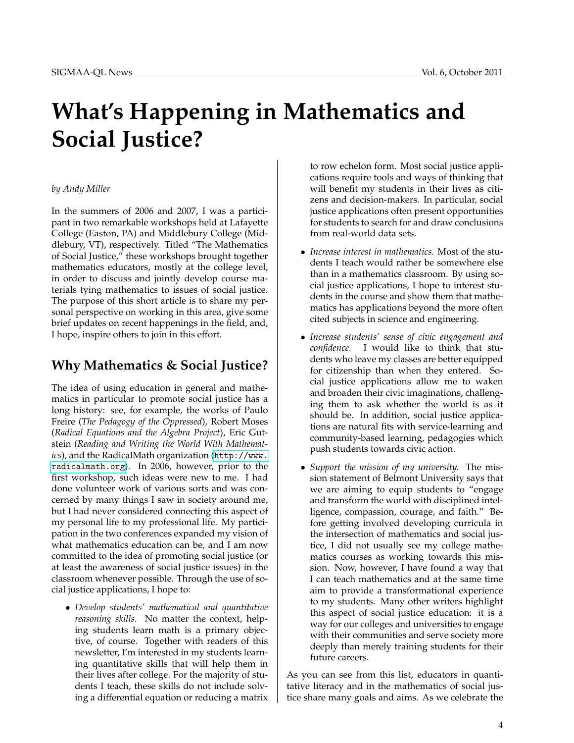# What's Happening in Mathematics and Social Justice?

*by Andy Miller*

In the summers of 2006 and 2007, I was a participant in two remarkable workshops held at Lafayette College (Easton, PA) and Middlebury College (Middlebury, VT), respectively. Titled "The Mathematics of Social Justice," these workshops brought together mathematics educators, mostly at the college level, in order to discuss and jointly develop course materials tying mathematics to issues of social justice. The purpose of this short article is to share my personal perspective on working in this area, give some brief updates on recent happenings in the field, and, I hope, inspire others to join in this effort.

## Why Mathematics & Social Justice?

The idea of using education in general and mathematics in particular to promote social justice has a long history: see, for example, the works of Paulo Freire (*The Pedagogy of the Oppressed*), Robert Moses (*Radical Equations and the Algebra Project*), Eric Gutstein (*Reading and Writing the World With Mathematics*), and the RadicalMath organization (http://www.radicalmath.org). In 2006, however, prior to the first workshop, such ideas were new to me. I had done volunteer work of various sorts and was concerned by many things I saw in society around me, but I had never considered connecting this aspect of my personal life to my professional life. My participation in the two conferences expanded my vision of what mathematics education can be, and I am now committed to the idea of promoting social justice (or at least the awareness of social justice issues) in the classroom whenever possible. Through the use of social justice applications, I hope to:

- *Develop students' mathematical and quantitative reasoning skills.* No matter the context, helping students learn math is a primary objective, of course. Together with readers of this newsletter, I'm interested in my students learning quantitative skills that will help them in their lives after college. For the majority of students I teach, these skills do not include solving a differential equation or reducing a matrix to row echelon form. Most social justice applications require tools and ways of thinking that will benefit my students in their lives as citizens and decision-makers. In particular, social justice applications often present opportunities for students to search for and draw conclusions from real-world data sets.
- *Increase interest in mathematics.* Most of the students I teach would rather be somewhere else than in a mathematics classroom. By using social justice applications, I hope to interest students in the course and show them that mathematics has applications beyond the more often cited subjects in science and engineering.
- *Increase students' sense of civic engagement and confidence.* I would like to think that students who leave my classes are better equipped for citizenship than when they entered. Social justice applications allow me to waken and broaden their civic imaginations, challenging them to ask whether the world is as it should be. In addition, social justice applications are natural fits with service-learning and community-based learning, pedagogies which push students towards civic action.
- *Support the mission of my university.* The mission statement of Belmont University says that we are aiming to equip students to "engage and transform the world with disciplined intelligence, compassion, courage, and faith." Before getting involved developing curricula in the intersection of mathematics and social justice, I did not usually see my college mathematics courses as working towards this mission. Now, however, I have found a way that I can teach mathematics and at the same time aim to provide a transformational experience to my students. Many other writers highlight this aspect of social justice education: it is a way for our colleges and universities to engage with their communities and serve society more deeply than merely training students for their future careers.

As you can see from this list, educators in quantitative literacy and in the mathematics of social justice share many goals and aims. As we celebrate the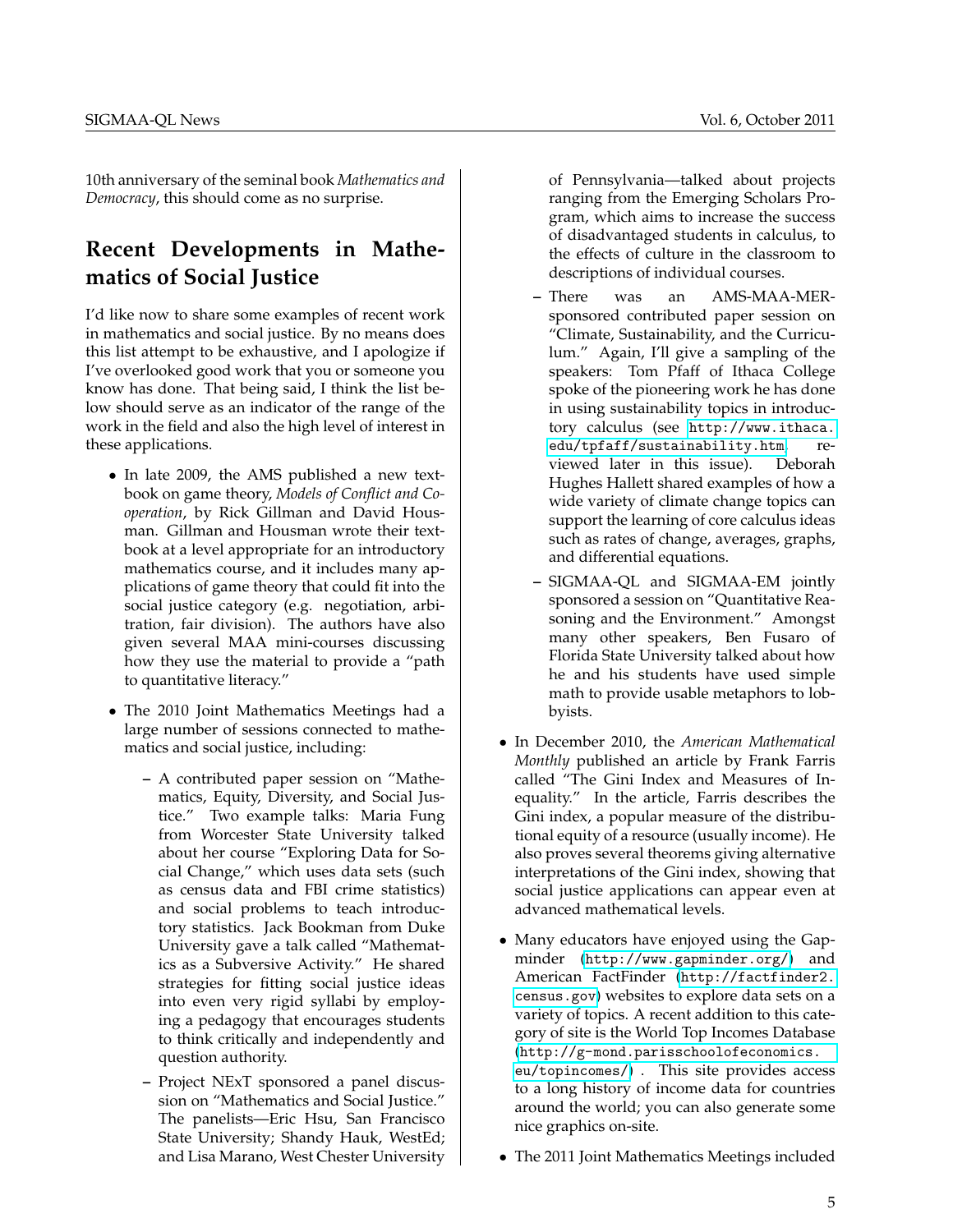10th anniversary of the seminal book *Mathematics and Democracy*, this should come as no surprise.

## Recent Developments in Mathematics of Social Justice

I'd like now to share some examples of recent work in mathematics and social justice. By no means does this list attempt to be exhaustive, and I apologize if I've overlooked good work that you or someone you know has done. That being said, I think the list below should serve as an indicator of the range of the work in the field and also the high level of interest in these applications.

- In late 2009, the AMS published a new textbook on game theory, *Models of Conflict and Cooperation*, by Rick Gillman and David Housman. Gillman and Housman wrote their textbook at a level appropriate for an introductory mathematics course, and it includes many applications of game theory that could fit into the social justice category (e.g. negotiation, arbitration, fair division). The authors have also given several MAA mini-courses discussing how they use the material to provide a "path to quantitative literacy."
- The 2010 Joint Mathematics Meetings had a large number of sessions connected to mathematics and social justice, including:
  - A contributed paper session on "Mathematics, Equity, Diversity, and Social Justice." Two example talks: Maria Fung from Worcester State University talked about her course "Exploring Data for Social Change," which uses data sets (such as census data and FBI crime statistics) and social problems to teach introductory statistics. Jack Bookman from Duke University gave a talk called "Mathematics as a Subversive Activity." He shared strategies for fitting social justice ideas into even very rigid syllabi by employing a pedagogy that encourages students to think critically and independently and question authority.
  - Project NExT sponsored a panel discussion on "Mathematics and Social Justice." The panelists—Eric Hsu, San Francisco State University; Shandy Hauk, WestEd; and Lisa Marano, West Chester University of Pennsylvania—talked about projects ranging from the Emerging Scholars Program, which aims to increase the success of disadvantaged students in calculus, to the effects of culture in the classroom to descriptions of individual courses.
  - There was an AMS-MAA-MER-sponsored contributed paper session on "Climate, Sustainability, and the Curriculum." Again, I'll give a sampling of the speakers: Tom Pfaff of Ithaca College spoke of the pioneering work he has done in using sustainability topics in introductory calculus (see http://www.ithaca.edu/tpfaff/sustainability.htm, reviewed later in this issue). Deborah Hughes Hallett shared examples of how a wide variety of climate change topics can support the learning of core calculus ideas such as rates of change, averages, graphs, and differential equations.
  - SIGMAA-QL and SIGMAA-EM jointly sponsored a session on "Quantitative Reasoning and the Environment." Amongst many other speakers, Ben Fusaro of Florida State University talked about how he and his students have used simple math to provide usable metaphors to lobbyists.
- In December 2010, the *American Mathematical Monthly* published an article by Frank Farris called "The Gini Index and Measures of Inequality." In the article, Farris describes the Gini index, a popular measure of the distributional equity of a resource (usually income). He also proves several theorems giving alternative interpretations of the Gini index, showing that social justice applications can appear even at advanced mathematical levels.
- Many educators have enjoyed using the Gapminder (http://www.gapminder.org/) and American FactFinder (http://factfinder2.census.gov) websites to explore data sets on a variety of topics. A recent addition to this category of site is the World Top Incomes Database (http://g-mond.parisschoolofeconomics.eu/topincomes/) . This site provides access to a long history of income data for countries around the world; you can also generate some nice graphics on-site.
- The 2011 Joint Mathematics Meetings included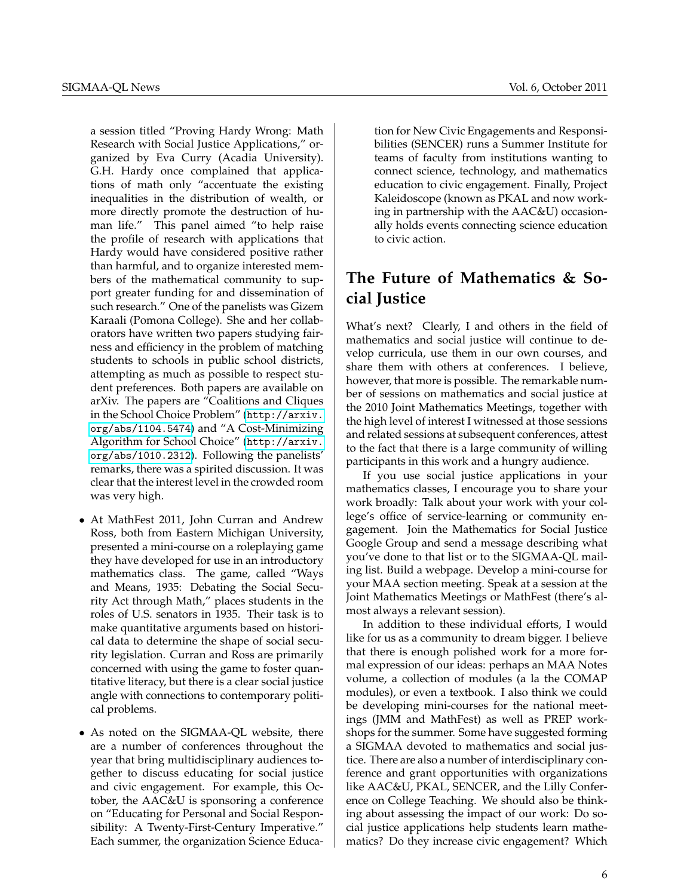a session titled "Proving Hardy Wrong: Math Research with Social Justice Applications," organized by Eva Curry (Acadia University). G.H. Hardy once complained that applications of math only "accentuate the existing inequalities in the distribution of wealth, or more directly promote the destruction of human life." This panel aimed "to help raise the profile of research with applications that Hardy would have considered positive rather than harmful, and to organize interested members of the mathematical community to support greater funding for and dissemination of such research." One of the panelists was Gizem Karaali (Pomona College). She and her collaborators have written two papers studying fairness and efficiency in the problem of matching students to schools in public school districts, attempting as much as possible to respect student preferences. Both papers are available on arXiv. The papers are "Coalitions and Cliques in the School Choice Problem" (http://arxiv.org/abs/1104.5474) and "A Cost-Minimizing Algorithm for School Choice" (http://arxiv.org/abs/1010.2312). Following the panelists' remarks, there was a spirited discussion. It was clear that the interest level in the crowded room was very high.

- At MathFest 2011, John Curran and Andrew Ross, both from Eastern Michigan University, presented a mini-course on a roleplaying game they have developed for use in an introductory mathematics class. The game, called "Ways and Means, 1935: Debating the Social Security Act through Math," places students in the roles of U.S. senators in 1935. Their task is to make quantitative arguments based on historical data to determine the shape of social security legislation. Curran and Ross are primarily concerned with using the game to foster quantitative literacy, but there is a clear social justice angle with connections to contemporary political problems.
- As noted on the SIGMAA-QL website, there are a number of conferences throughout the year that bring multidisciplinary audiences together to discuss educating for social justice and civic engagement. For example, this October, the AAC&U is sponsoring a conference on "Educating for Personal and Social Responsibility: A Twenty-First-Century Imperative." Each summer, the organization Science Education for New Civic Engagements and Responsibilities (SENCER) runs a Summer Institute for teams of faculty from institutions wanting to connect science, technology, and mathematics education to civic engagement. Finally, Project Kaleidoscope (known as PKAL and now working in partnership with the AAC&U) occasionally holds events connecting science education to civic action.

## The Future of Mathematics & Social Justice

What's next? Clearly, I and others in the field of mathematics and social justice will continue to develop curricula, use them in our own courses, and share them with others at conferences. I believe, however, that more is possible. The remarkable number of sessions on mathematics and social justice at the 2010 Joint Mathematics Meetings, together with the high level of interest I witnessed at those sessions and related sessions at subsequent conferences, attest to the fact that there is a large community of willing participants in this work and a hungry audience.

If you use social justice applications in your mathematics classes, I encourage you to share your work broadly: Talk about your work with your college's office of service-learning or community engagement. Join the Mathematics for Social Justice Google Group and send a message describing what you've done to that list or to the SIGMAA-QL mailing list. Build a webpage. Develop a mini-course for your MAA section meeting. Speak at a session at the Joint Mathematics Meetings or MathFest (there's almost always a relevant session).

In addition to these individual efforts, I would like for us as a community to dream bigger. I believe that there is enough polished work for a more formal expression of our ideas: perhaps an MAA Notes volume, a collection of modules (a la the COMAP modules), or even a textbook. I also think we could be developing mini-courses for the national meetings (JMM and MathFest) as well as PREP workshops for the summer. Some have suggested forming a SIGMAA devoted to mathematics and social justice. There are also a number of interdisciplinary conference and grant opportunities with organizations like AAC&U, PKAL, SENCER, and the Lilly Conference on College Teaching. We should also be thinking about assessing the impact of our work: Do social justice applications help students learn mathematics? Do they increase civic engagement? Which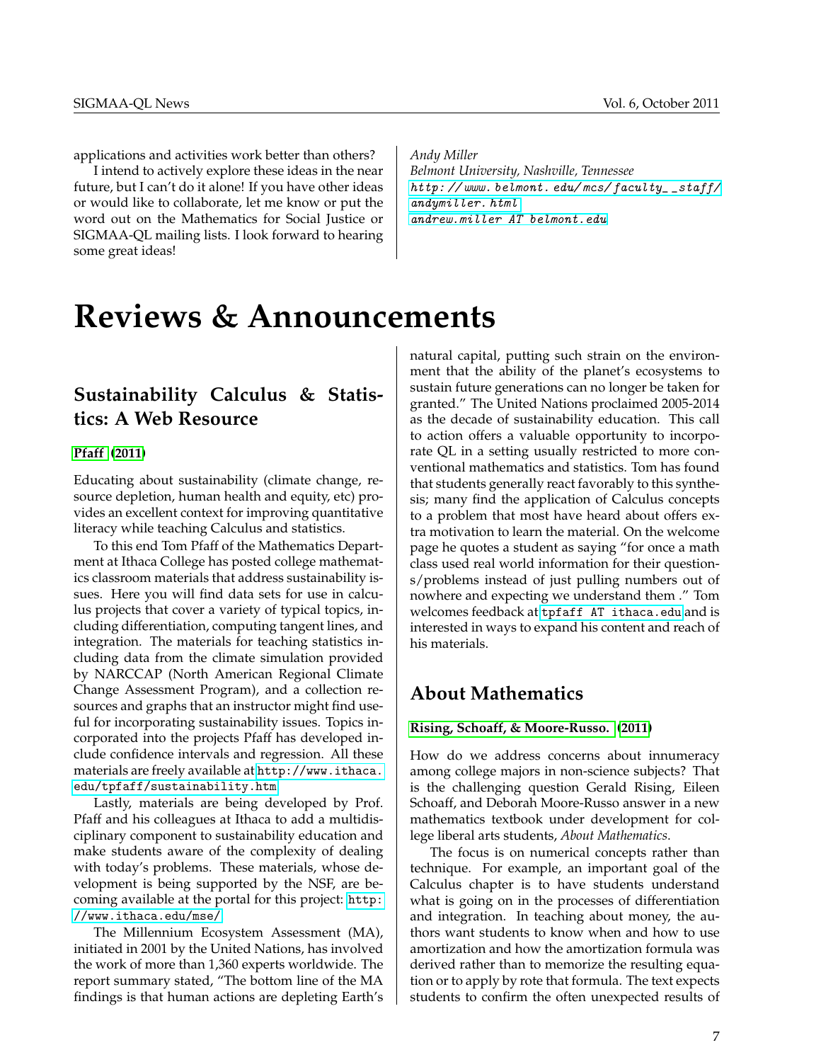applications and activities work better than others?

I intend to actively explore these ideas in the near future, but I can't do it alone! If you have other ideas or would like to collaborate, let me know or put the word out on the Mathematics for Social Justice or SIGMAA-QL mailing lists. I look forward to hearing some great ideas!

*Andy Miller*
*Belmont University, Nashville, Tennessee*
http://www.belmont.edu/mcs/faculty__staff/andymiller.html
andrew.miller AT belmont.edu

# Reviews & Announcements

## Sustainability Calculus & Statistics: A Web Resource

**Pfaff (2011)**

Educating about sustainability (climate change, resource depletion, human health and equity, etc) provides an excellent context for improving quantitative literacy while teaching Calculus and statistics.

To this end Tom Pfaff of the Mathematics Department at Ithaca College has posted college mathematics classroom materials that address sustainability issues. Here you will find data sets for use in calculus projects that cover a variety of typical topics, including differentiation, computing tangent lines, and integration. The materials for teaching statistics including data from the climate simulation provided by NARCCAP (North American Regional Climate Change Assessment Program), and a collection resources and graphs that an instructor might find useful for incorporating sustainability issues. Topics incorporated into the projects Pfaff has developed include confidence intervals and regression. All these materials are freely available at http://www.ithaca.edu/tpfaff/sustainability.htm

Lastly, materials are being developed by Prof. Pfaff and his colleagues at Ithaca to add a multidisciplinary component to sustainability education and make students aware of the complexity of dealing with today's problems. These materials, whose development is being supported by the NSF, are becoming available at the portal for this project: http://www.ithaca.edu/mse/

The Millennium Ecosystem Assessment (MA), initiated in 2001 by the United Nations, has involved the work of more than 1,360 experts worldwide. The report summary stated, "The bottom line of the MA findings is that human actions are depleting Earth's natural capital, putting such strain on the environment that the ability of the planet's ecosystems to sustain future generations can no longer be taken for granted." The United Nations proclaimed 2005-2014 as the decade of sustainability education. This call to action offers a valuable opportunity to incorporate QL in a setting usually restricted to more conventional mathematics and statistics. Tom has found that students generally react favorably to this synthesis; many find the application of Calculus concepts to a problem that most have heard about offers extra motivation to learn the material. On the welcome page he quotes a student as saying "for once a math class used real world information for their questions/problems instead of just pulling numbers out of nowhere and expecting we understand them ." Tom welcomes feedback at tpfaff AT ithaca.edu and is interested in ways to expand his content and reach of his materials.

## About Mathematics

**Rising, Schoaff, & Moore-Russo. (2011)**

How do we address concerns about innumeracy among college majors in non-science subjects? That is the challenging question Gerald Rising, Eileen Schoaff, and Deborah Moore-Russo answer in a new mathematics textbook under development for college liberal arts students, *About Mathematics*.

The focus is on numerical concepts rather than technique. For example, an important goal of the Calculus chapter is to have students understand what is going on in the processes of differentiation and integration. In teaching about money, the authors want students to know when and how to use amortization and how the amortization formula was derived rather than to memorize the resulting equation or to apply by rote that formula. The text expects students to confirm the often unexpected results of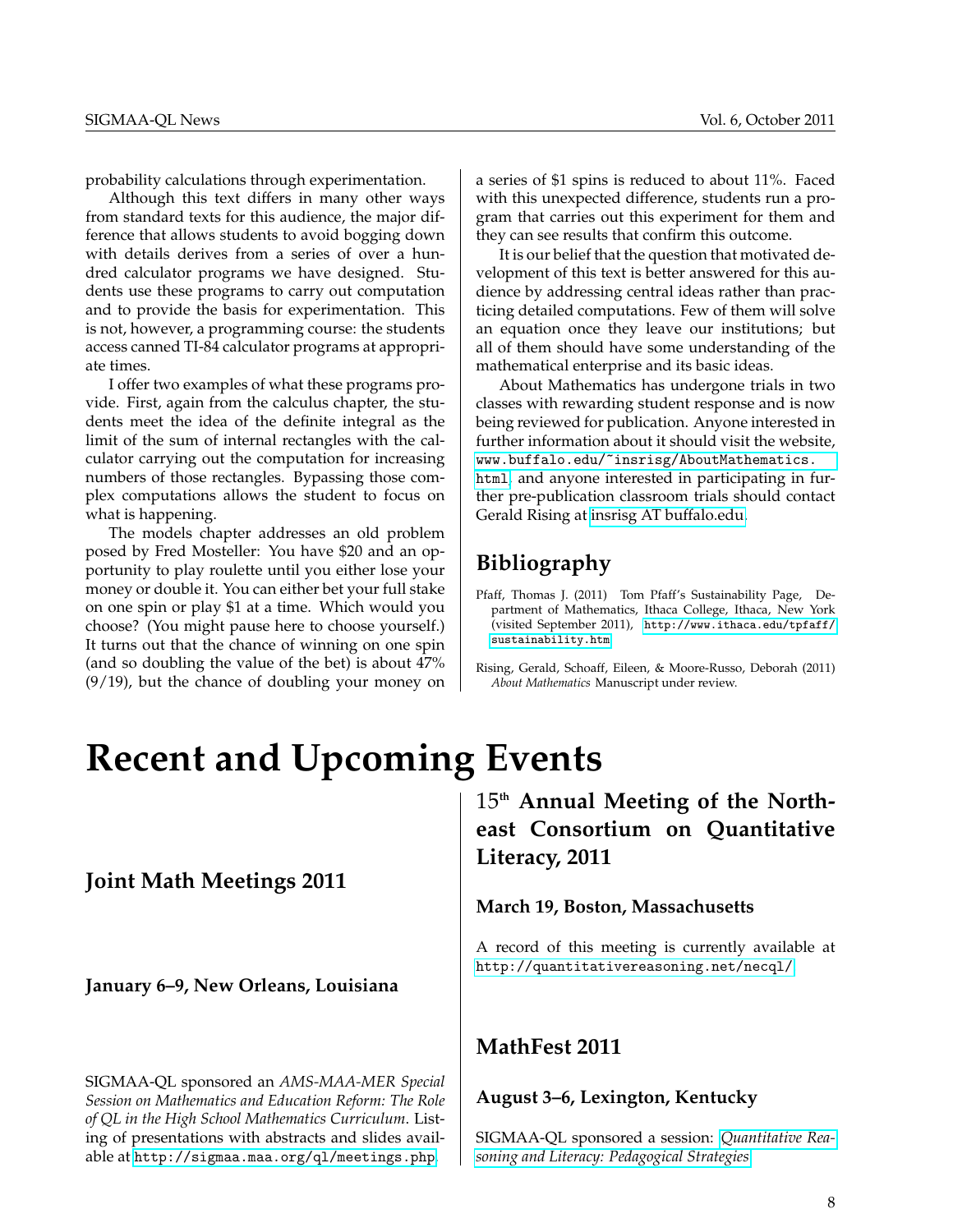probability calculations through experimentation.

Although this text differs in many other ways from standard texts for this audience, the major difference that allows students to avoid bogging down with details derives from a series of over a hundred calculator programs we have designed. Students use these programs to carry out computation and to provide the basis for experimentation. This is not, however, a programming course: the students access canned TI-84 calculator programs at appropriate times.

I offer two examples of what these programs provide. First, again from the calculus chapter, the students meet the idea of the definite integral as the limit of the sum of internal rectangles with the calculator carrying out the computation for increasing numbers of those rectangles. Bypassing those complex computations allows the student to focus on what is happening.

The models chapter addresses an old problem posed by Fred Mosteller: You have $20 and an opportunity to play roulette until you either lose your money or double it. You can either bet your full stake on one spin or play $1 at a time. Which would you choose? (You might pause here to choose yourself.) It turns out that the chance of winning on one spin (and so doubling the value of the bet) is about 47% (9/19), but the chance of doubling your money on a series of $1 spins is reduced to about 11%. Faced with this unexpected difference, students run a program that carries out this experiment for them and they can see results that confirm this outcome.

It is our belief that the question that motivated development of this text is better answered for this audience by addressing central ideas rather than practicing detailed computations. Few of them will solve an equation once they leave our institutions; but all of them should have some understanding of the mathematical enterprise and its basic ideas.

About Mathematics has undergone trials in two classes with rewarding student response and is now being reviewed for publication. Anyone interested in further information about it should visit the website, www.buffalo.edu/~insrisg/AboutMathematics.html, and anyone interested in participating in further pre-publication classroom trials should contact Gerald Rising at insrisg AT buffalo.edu.

## Bibliography

Pfaff, Thomas J. (2011) Tom Pfaff's Sustainability Page, Department of Mathematics, Ithaca College, Ithaca, New York (visited September 2011), http://www.ithaca.edu/tpfaff/sustainability.htm

Rising, Gerald, Schoaff, Eileen, & Moore-Russo, Deborah (2011) *About Mathematics* Manuscript under review.

# Recent and Upcoming Events

## Joint Math Meetings 2011

### January 6–9, New Orleans, Louisiana

SIGMAA-QL sponsored an *AMS-MAA-MER Special Session on Mathematics and Education Reform: The Role of QL in the High School Mathematics Curriculum*. Listing of presentations with abstracts and slides available at http://sigmaa.maa.org/ql/meetings.php.

## 15th Annual Meeting of the Northeast Consortium on Quantitative Literacy, 2011

### March 19, Boston, Massachusetts

A record of this meeting is currently available at http://quantitativereasoning.net/necql/

## MathFest 2011

### August 3–6, Lexington, Kentucky

SIGMAA-QL sponsored a session: *Quantitative Reasoning and Literacy: Pedagogical Strategies*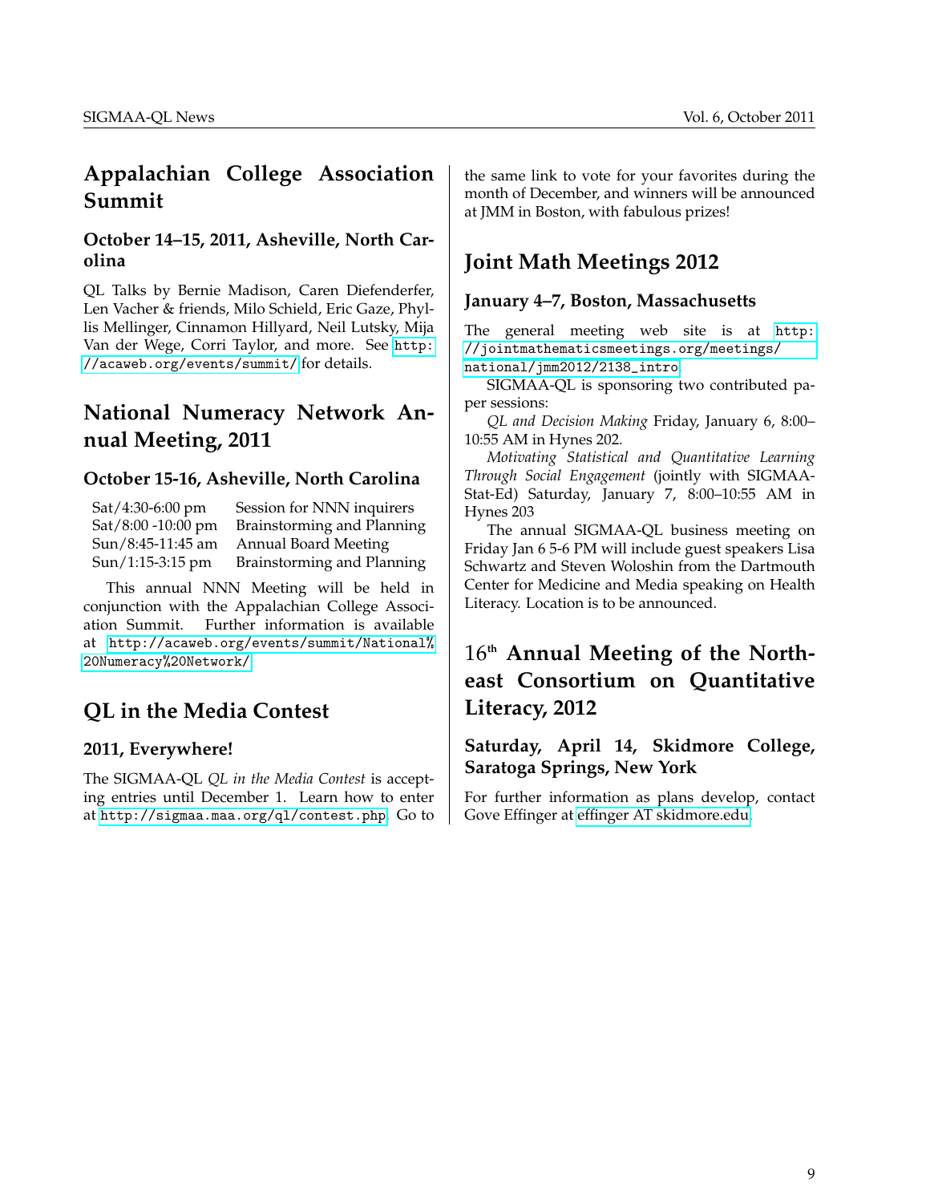## Appalachian College Association Summit

### October 14–15, 2011, Asheville, North Carolina

QL Talks by Bernie Madison, Caren Diefenderfer, Len Vacher & friends, Milo Schield, Eric Gaze, Phyllis Mellinger, Cinnamon Hillyard, Neil Lutsky, Mija Van der Wege, Corri Taylor, and more. See http://acaweb.org/events/summit/ for details.

## National Numeracy Network Annual Meeting, 2011

### October 15-16, Asheville, North Carolina

| | |
|---|---|
| Sat/4:30-6:00 pm | Session for NNN inquirers |
| Sat/8:00 -10:00 pm | Brainstorming and Planning |
| Sun/8:45-11:45 am | Annual Board Meeting |
| Sun/1:15-3:15 pm | Brainstorming and Planning |

This annual NNN Meeting will be held in conjunction with the Appalachian College Association Summit. Further information is available at http://acaweb.org/events/summit/National%20Numeracy%20Network/

## QL in the Media Contest

### 2011, Everywhere!

The SIGMAA-QL *QL in the Media Contest* is accepting entries until December 1. Learn how to enter at http://sigmaa.maa.org/ql/contest.php. Go to the same link to vote for your favorites during the month of December, and winners will be announced at JMM in Boston, with fabulous prizes!

## Joint Math Meetings 2012

### January 4–7, Boston, Massachusetts

The general meeting web site is at http://jointmathematicsmeetings.org/meetings/national/jmm2012/2138_intro

SIGMAA-QL is sponsoring two contributed paper sessions:

*QL and Decision Making* Friday, January 6, 8:00–10:55 AM in Hynes 202.

*Motivating Statistical and Quantitative Learning Through Social Engagement* (jointly with SIGMAA-Stat-Ed) Saturday, January 7, 8:00–10:55 AM in Hynes 203

The annual SIGMAA-QL business meeting on Friday Jan 6 5-6 PM will include guest speakers Lisa Schwartz and Steven Woloshin from the Dartmouth Center for Medicine and Media speaking on Health Literacy. Location is to be announced.

## 16th Annual Meeting of the Northeast Consortium on Quantitative Literacy, 2012

### Saturday, April 14, Skidmore College, Saratoga Springs, New York

For further information as plans develop, contact Gove Effinger at effinger AT skidmore.edu